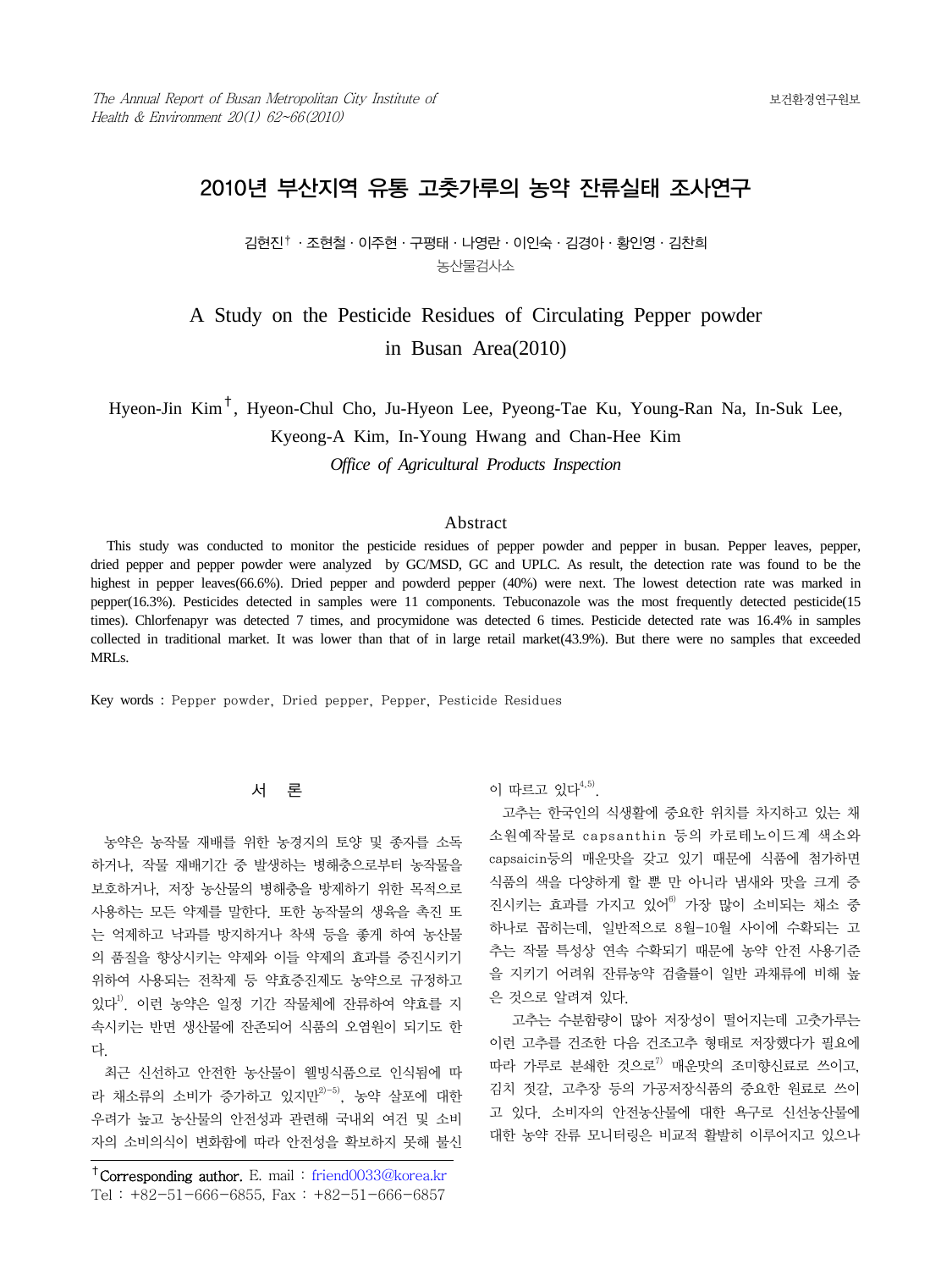# 2010년 부산지역 유통 고춧가루의 농약 잔류실태 조사연구

김현진[†] · 조현철 · 이주현 · 구평태 · 나영란 · 이인숙 · 김경아 · 황인영 · 김찬희

농산물검사소

# A Study on the Pesticide Residues of Circulating Pepper powder in Busan Area(2010)

Hyeon-Jin Kim[†], Hyeon-Chul Cho, Ju-Hyeon Lee, Pyeong-Tae Ku, Young-Ran Na, In-Suk Lee, Kyeong-A Kim, In-Young Hwang and Chan-Hee Kim

*Office of Agricultural Products Inspection*

## Abstract

This study was conducted to monitor the pesticide residues of pepper powder and pepper in busan. Pepper leaves, pepper, dried pepper and pepper powder were analyzed by GC/MSD, GC and UPLC. As result, the detection rate was found to be the highest in pepper leaves(66.6%). Dried pepper and powderd pepper (40%) were next. The lowest detection rate was marked in pepper(16.3%). Pesticides detected in samples were 11 components. Tebuconazole was the most frequently detected pesticide(15 times). Chlorfenapyr was detected 7 times, and procymidone was detected 6 times. Pesticide detected rate was 16.4% in samples collected in traditional market. It was lower than that of in large retail market(43.9%). But there were no samples that exceeded MRLs.

Key words : Pepper powder, Dried pepper, Pepper, Pesticide Residues

## 서 론

농약은 농작물 재배를 위한 농경지의 토양 및 종자를 소독하거나, 작물 재배기간 중 발생하는 병해충으로부터 농작물을 보호하거나, 저장 농산물의 병해충을 방제하기 위한 목적으로 사용하는 모든 약제를 말한다. 또한 농작물의 생육을 촉진 또는 억제하고 낙과를 방지하거나 착색 등을 좋게 하여 농산물의 품질을 향상시키는 약제와 이들 약제의 효과를 증진시키기 위하여 사용되는 전착제 등 약효증진제도 농약으로 규정하고 있다[1]. 이런 농약은 일정 기간 작물체에 잔류하여 약효를 지속시키는 반면 생산물에 잔존되어 식품의 오염원이 되기도 한다.

최근 신선하고 안전한 농산물이 웰빙식품으로 인식됨에 따라 채소류의 소비가 증가하고 있지만[2)~5)], 농약 살포에 대한 우려가 높고 농산물의 안전성과 관련해 국내외 여건 및 소비자의 소비의식이 변화함에 따라 안전성을 확보하지 못해 불신이 따르고 있다[4,5)].

고추는 한국인의 식생활에 중요한 위치를 차지하고 있는 채소원예작물로 capsanthin 등의 카로테노이드계 색소와 capsaicin등의 매운맛을 갖고 있기 때문에 식품에 첨가하면 식품의 색을 다양하게 할 뿐 만 아니라 냄새와 맛을 크게 증진시키는 효과를 가지고 있어[6)] 가장 많이 소비되는 채소 중 하나로 꼽히는데, 일반적으로 8월~10월 사이에 수확되는 고추는 작물 특성상 연속 수확되기 때문에 농약 안전 사용기준을 지키기 어려워 잔류농약 검출률이 일반 과채류에 비해 높은 것으로 알려져 있다.

고추는 수분함량이 많아 저장성이 떨어지는데 고춧가루는 이런 고추를 건조한 다음 건조고추 형태로 저장했다가 필요에 따라 가루로 분쇄한 것으로[7)] 매운맛의 조미향신료로 쓰이고, 김치 젓갈, 고추장 등의 가공저장식품의 중요한 원료로 쓰이고 있다. 소비자의 안전농산물에 대한 욕구로 신선농산물에 대한 농약 잔류 모니터링은 비교적 활발히 이루어지고 있으나

[†]Corresponding author. E. mail : friend0033@korea.kr
Tel : +82-51-666-6855, Fax : +82-51-666-6857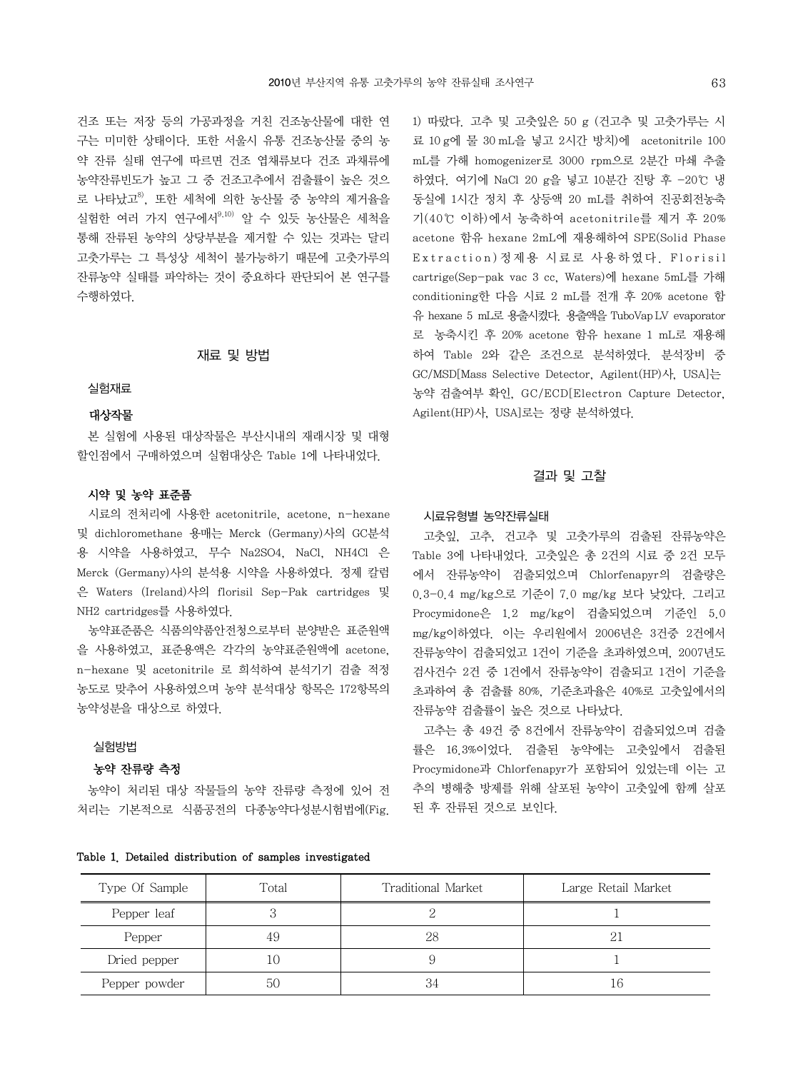건조 또는 저장 등의 가공과정을 거친 건조농산물에 대한 연구는 미미한 상태이다. 또한 서울시 유통 건조농산물 중의 농약 잔류 실태 연구에 따르면 건조 엽채류보다 건조 과채류에 농약잔류빈도가 높고 그 중 건조고추에서 검출률이 높은 것으로 나타났고[8], 또한 세척에 의한 농산물 중 농약의 제거율을 실험한 여러 가지 연구에서[9,10] 알 수 있듯 농산물은 세척을 통해 잔류된 농약의 상당부분을 제거할 수 있는 것과는 달리 고춧가루는 그 특성상 세척이 불가능하기 때문에 고춧가루의 잔류농약 실태를 파악하는 것이 중요하다 판단되어 본 연구를 수행하였다.

## 재료 및 방법

### 실험재료

#### 대상작물

본 실험에 사용된 대상작물은 부산시내의 재래시장 및 대형할인점에서 구매하였으며 실험대상은 Table 1에 나타내었다.

#### 시약 및 농약 표준품

시료의 전처리에 사용한 acetonitrile, acetone, n-hexane 및 dichloromethane 용매는 Merck (Germany)사의 GC분석용 시약을 사용하였고, 무수 $Na_2SO_4$, NaCl, $NH_4Cl$ 은 Merck (Germany)사의 분석용 시약을 사용하였다. 정제 칼럼은 Waters (Ireland)사의 florisil Sep-Pak cartridges 및 $NH_2$ cartridges를 사용하였다.

농약표준품은 식품의약품안전청으로부터 분양받은 표준원액을 사용하였고, 표준용액은 각각의 농약표준원액에 acetone, n-hexane 및 acetonitrile 로 희석하여 분석기기 검출 적정농도로 맞추어 사용하였으며 농약 분석대상 항목은 172항목의 농약성분을 대상으로 하였다.

### 실험방법

#### 농약 잔류량 측정

농약이 처리된 대상 작물들의 농약 잔류량 측정에 있어 전처리는 기본적으로 식품공전의 다종농약다성분시험법에(Fig. 1) 따랐다. 고추 및 고춧잎은 50 g (건고추 및 고춧가루는 시료 10 g에 물 30 mL을 넣고 2시간 방치)에 acetonitrile 100 mL를 가해 homogenizer로 3000 rpm으로 2분간 마쇄 추출하였다. 여기에 NaCl 20 g을 넣고 10분간 진탕 후 -20℃ 냉동실에 1시간 정치 후 상등액 20 mL를 취하여 진공회전농축기(40℃ 이하)에서 농축하여 acetonitrile를 제거 후 20% acetone 함유 hexane 2mL에 재용해하여 SPE(Solid Phase Extraction)정제용 시료로 사용하였다. Florisil cartrige(Sep-pak vac 3 cc, Waters)에 hexane 5mL를 가해 conditioning한 다음 시료 2 mL를 전개 후 20% acetone 함유 hexane 5 mL로 용출시켰다. 용출액을 TuboVap LV evaporator로 농축시킨 후 20% acetone 함유 hexane 1 mL로 재용해하여 Table 2와 같은 조건으로 분석하였다. 분석장비 중 GC/MSD[Mass Selective Detector, Agilent(HP)사, USA]는 농약 검출여부 확인, GC/ECD[Electron Capture Detector, Agilent(HP)사, USA]로는 정량 분석하였다.

## 결과 및 고찰

### 시료유형별 농약잔류실태

고춧잎, 고추, 건고추 및 고춧가루의 검출된 잔류농약은 Table 3에 나타내었다. 고춧잎은 총 2건의 시료 중 2건 모두에서 잔류농약이 검출되었으며 Chlorfenapyr의 검출량은 0.3-0.4 mg/kg으로 기준이 7.0 mg/kg 보다 낮았다. 그리고 Procymidone은 1.2 mg/kg이 검출되었으며 기준인 5.0 mg/kg이하였다. 이는 우리원에서 2006년은 3건중 2건에서 잔류농약이 검출되었고 1건이 기준을 초과하였으며, 2007년도 검사건수 2건 중 1건에서 잔류농약이 검출되고 1건이 기준을 초과하여 총 검출률 80%, 기준초과율은 40%로 고춧잎에서의 잔류농약 검출률이 높은 것으로 나타났다.

고추는 총 49건 중 8건에서 잔류농약이 검출되었으며 검출률은 16.3%이었다. 검출된 농약에는 고춧잎에서 검출된 Procymidone과 Chlorfenapyr가 포함되어 있었는데 이는 고추의 병해충 방제를 위해 살포된 농약이 고춧잎에 함께 살포된 후 잔류된 것으로 보인다.

**Table 1. Detailed distribution of samples investigated**

| Type Of Sample | Total | Traditional Market | Large Retail Market |
|---|---|---|---|
| Pepper leaf | 3 | 2 | 1 |
| Pepper | 49 | 28 | 21 |
| Dried pepper | 10 | 9 | 1 |
| Pepper powder | 50 | 34 | 16 |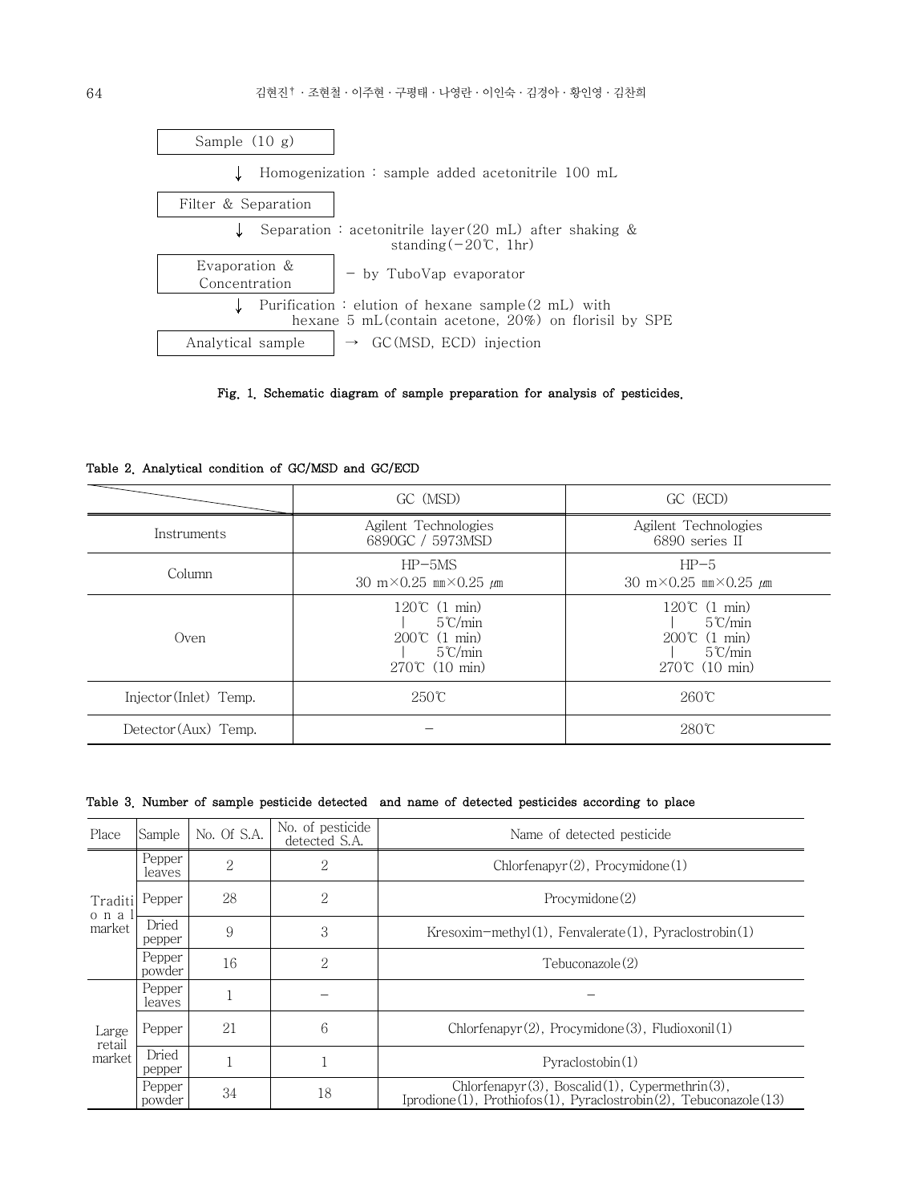Sample (10 g)

↓ Homogenization : sample added acetonitrile 100 mL

Filter & Separation

↓ Separation : acetonitrile layer(20 mL) after shaking & standing(−20℃, 1hr)

Evaporation & Concentration − by TuboVap evaporator

↓ Purification : elution of hexane sample(2 mL) with hexane 5 mL(contain acetone, 20%) on florisil by SPE

Analytical sample → GC(MSD, ECD) injection

**Fig. 1. Schematic diagram of sample preparation for analysis of pesticides.**

**Table 2. Analytical condition of GC/MSD and GC/ECD**

| | GC (MSD) | GC (ECD) |
|---|---|---|
| Instruments | Agilent Technologies 6890GC / 5973MSD | Agilent Technologies 6890 series II |
| Column | HP−5MS 30 m×0.25 ㎜×0.25 ㎛ | HP−5 30 m×0.25 ㎜×0.25 ㎛ |
| Oven | 120℃ (1 min) ∣ 5℃/min 200℃ (1 min) ∣ 5℃/min 270℃ (10 min) | 120℃ (1 min) ∣ 5℃/min 200℃ (1 min) ∣ 5℃/min 270℃ (10 min) |
| Injector(Inlet) Temp. | 250℃ | 260℃ |
| Detector(Aux) Temp. | − | 280℃ |

**Table 3. Number of sample pesticide detected and name of detected pesticides according to place**

| Place | Sample | No. Of S.A. | No. of pesticide detected S.A. | Name of detected pesticide |
|---|---|---|---|---|
| Traditional market | Pepper leaves | 2 | 2 | Chlorfenapyr(2), Procymidone(1) |
| | Pepper | 28 | 2 | Procymidone(2) |
| | Dried pepper | 9 | 3 | Kresoxim−methyl(1), Fenvalerate(1), Pyraclostrobin(1) |
| | Pepper powder | 16 | 2 | Tebuconazole(2) |
| Large retail market | Pepper leaves | 1 | − | − |
| | Pepper | 21 | 6 | Chlorfenapyr(2), Procymidone(3), Fludioxonil(1) |
| | Dried pepper | 1 | 1 | Pyraclostobin(1) |
| | Pepper powder | 34 | 18 | Chlorfenapyr(3), Boscalid(1), Cypermethrin(3), Iprodione(1), Prothiofos(1), Pyraclostrobin(2), Tebuconazole(13) |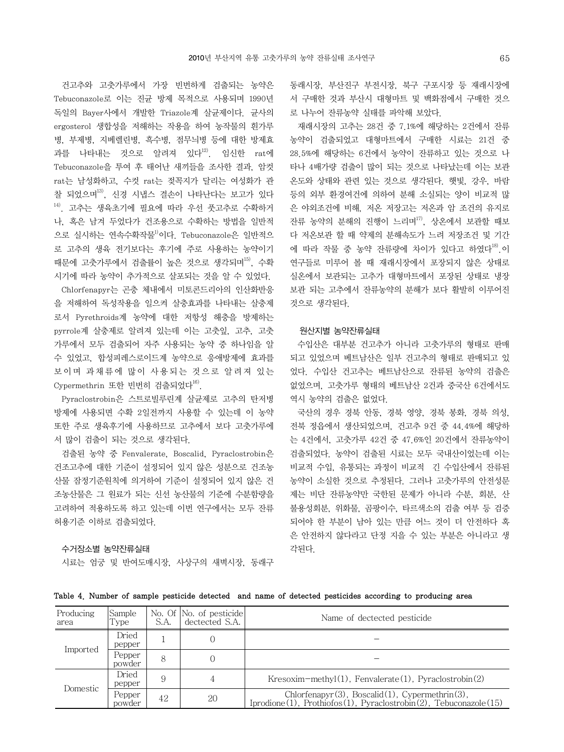건고추와 고춧가루에서 가장 빈번하게 검출되는 농약은 Tebuconazole로 이는 진균 방제 목적으로 사용되며 1990년 독일의 Bayer사에서 개발한 Triazole계 살균제이다. 균사의 ergosterol 생합성을 저해하는 작용을 하여 농작물의 흰가루병, 부제병, 지베렐린병, 흑수병, 점무늬병 등에 대한 방제효과를 나타내는 것으로 알려져 있다[12]. 임신한 rat에 Tebuconazole을 투여 후 태어난 새끼들을 조사한 결과, 암컷 rat는 남성화하고, 수컷 rat는 젖꼭지가 달리는 여성화가 관찰 되었으며[13], 신경 시냅스 결손이 나타난다는 보고가 있다[14]. 고추는 생육초기에 필요에 따라 우선 풋고추로 수확하거나, 혹은 남겨 두었다가 건조용으로 수확하는 방법을 일반적으로 실시하는 연속수확작물[1]이다. Tebuconazole은 일반적으로 고추의 생육 전기보다는 후기에 주로 사용하는 농약이기 때문에 고춧가루에서 검출률이 높은 것으로 생각되며[15], 수확시기에 따라 농약이 추가적으로 살포되는 것을 알 수 있었다.

Chlorfenapyr는 곤충 체내에서 미토콘드리아의 인산화반응을 저해하여 독성작용을 일으켜 살충효과를 나타내는 살충제로서 Pyrethroids계 농약에 대한 저항성 해충을 방제하는 pyrrole계 살충제로 알려져 있는데 이는 고춧잎, 고추, 고춧가루에서 모두 검출되어 자주 사용되는 농약 중 하나임을 알 수 있었고, 합성피레스로이드계 농약으로 응애방제에 효과를 보이며 과채류에 많이 사용되는 것으로 알려져 있는 Cypermethrin 또한 빈번히 검출되었다[16].

Pyraclostrobin은 스트로빌루린계 살균제로 고추의 탄저병 방제에 사용되면 수확 2일전까지 사용할 수 있는데 이 농약 또한 주로 생육후기에 사용하므로 고추에서 보다 고춧가루에서 많이 검출이 되는 것으로 생각된다.

검출된 농약 중 Fenvalerate, Boscalid, Pyraclostrobin은 건조고추에 대한 기준이 설정되어 있지 않은 성분으로 건조농산물 잠정기준원칙에 의거하여 기준이 설정되어 있지 않은 건조농산물은 그 원료가 되는 신선 농산물의 기준에 수분함량을 고려하여 적용하도록 하고 있는데 이번 연구에서는 모두 잔류허용기준 이하로 검출되었다.

### 수거장소별 농약잔류실태

시료는 엄궁 및 반여도매시장, 사상구의 새벽시장, 동래구 동래시장, 부산진구 부전시장, 북구 구포시장 등 재래시장에서 구매한 것과 부산시 대형마트 및 백화점에서 구매한 것으로 나누어 잔류농약 실태를 파악해 보았다.

재래시장의 고추는 28건 중 7.1%에 해당하는 2건에서 잔류농약이 검출되었고 대형마트에서 구매한 시료는 21건 중 28.5%에 해당하는 6건에서 농약이 잔류하고 있는 것으로 나타나 4배가량 검출이 많이 되는 것으로 나타났는데 이는 보관온도와 상태와 관련 있는 것으로 생각된다. 햇빛, 강우, 바람 등의 외부 환경여건에 의하여 분해 소실되는 양이 비교적 많은 야외조건에 비해, 저온 저장고는 저온과 암 조건의 유지로 잔류 농약의 분해의 진행이 느리며[17], 상온에서 보관할 때보다 저온보관 할 때 약제의 분해속도가 느려 저장조건 및 기간에 따라 작물 중 농약 잔류량에 차이가 있다고 하였다[18].이 연구들로 미루어 볼 때 재래시장에서 포장되지 않은 상태로 실온에서 보관되는 고추가 대형마트에서 포장된 상태로 냉장 보관 되는 고추에서 잔류농약의 분해가 보다 활발히 이루어진 것으로 생각된다.

### 원산지별 농약잔류실태

수입산은 대부분 건고추가 아니라 고춧가루의 형태로 판매되고 있었으며 베트남산은 일부 건고추의 형태로 판매되고 있었다. 수입산 건고추는 베트남산으로 잔류된 농약의 검출은 없었으며, 고춧가루 형태의 베트남산 2건과 중국산 6건에서도 역시 농약의 검출은 없었다.

국산의 경우 경북 안동, 경북 영양, 경북 봉화, 경북 의성, 전북 정읍에서 생산되었으며, 건고추 9건 중 44.4%에 해당하는 4건에서, 고춧가루 42건 중 47.6%인 20건에서 잔류농약이 검출되었다. 농약이 검출된 시료는 모두 국내산이었는데 이는 비교적 수입, 유통되는 과정이 비교적 긴 수입산에서 잔류된 농약이 소실한 것으로 추정된다. 그러나 고춧가루의 안전성문제는 비단 잔류농약만 국한된 문제가 아니라 수분, 회분, 산불용성회분, 위해물, 곰팡이수, 타르색소의 검출 여부 등 검증되어야 한 부분이 남아 있는 만큼 어느 것이 더 안전하다 혹은 안전하지 않다라고 단정 지을 수 있는 부분은 아니라고 생각된다.

**Table 4. Number of sample pesticide detected and name of detected pesticides according to producing area**

| Producing area | Sample Type | No. Of S.A. | No. of pesticide dectected S.A. | Name of dectected pesticide |
|---|---|---|---|---|
| Imported | Dried pepper | 1 | 0 | − |
| | Pepper powder | 8 | 0 | − |
| Domestic | Dried pepper | 9 | 4 | Kresoxim−methyl(1), Fenvalerate(1), Pyraclostrobin(2) |
| | Pepper powder | 42 | 20 | Chlorfenapyr(3), Boscalid(1), Cypermethrin(3), Iprodione(1), Prothiofos(1), Pyraclostrobin(2), Tebuconazole(15) |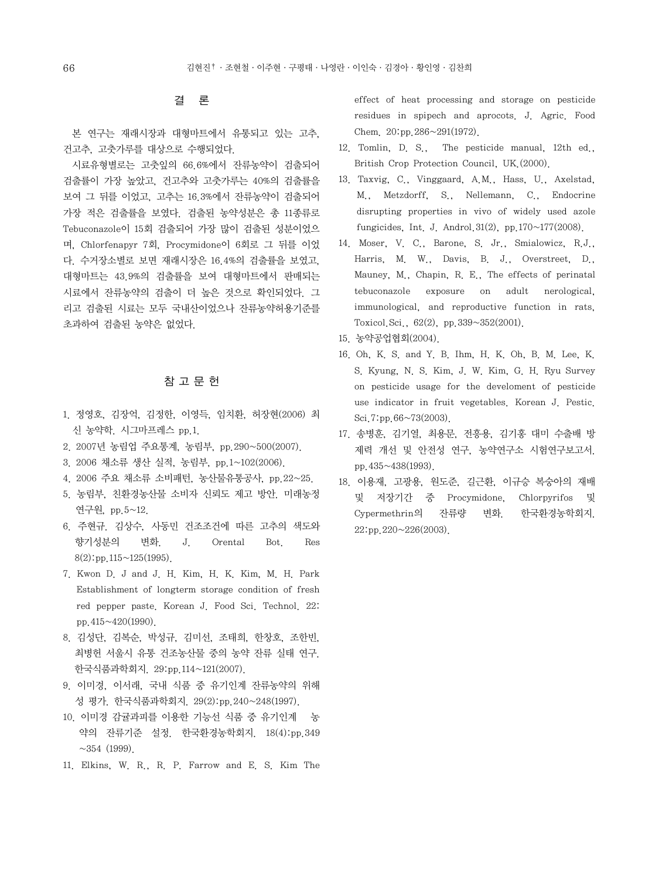## 결 론

본 연구는 재래시장과 대형마트에서 유통되고 있는 고추, 건고추, 고춧가루를 대상으로 수행되었다.

시료유형별로는 고춧잎의 66.6%에서 잔류농약이 검출되어 검출률이 가장 높았고, 건고추와 고춧가루는 40%의 검출률을 보여 그 뒤를 이었고, 고추는 16.3%에서 잔류농약이 검출되어 가장 적은 검출률을 보였다. 검출된 농약성분은 총 11종류로 Tebuconazole이 15회 검출되어 가장 많이 검출된 성분이었으며, Chlorfenapyr 7회, Procymidone이 6회로 그 뒤를 이었다. 수거장소별로 보면 재래시장은 16.4%의 검출률을 보였고, 대형마트는 43.9%의 검출률을 보여 대형마트에서 판매되는 시료에서 잔류농약의 검출이 더 높은 것으로 확인되었다. 그리고 검출된 시료는 모두 국내산이었으나 잔류농약허용기준를 초과하여 검출된 농약은 없었다.

## 참 고 문 헌

1. 정영호, 김장억, 김정한, 이영득, 임치환, 허장현(2006) 최신 농약학. 시그마프레스 pp.1.
2. 2007년 농림업 주요통계, 농림부, pp.290~500(2007).
3. 2006 채소류 생산 실적, 농림부, pp.1~102(2006).
4. 2006 주요 채소류 소비패턴, 농산물유통공사, pp.22~25.
5. 농림부, 친환경농산물 소비자 신뢰도 제고 방안. 미래농정연구원, pp.5~12.
6. 주현규. 김상수, 사동민 건조조건에 따른 고추의 색도와 향기성분의 변화. J. Orental Bot. Res 8(2):pp.115~125(1995).
7. Kwon D. J and J. H. Kim, H. K. Kim, M. H. Park Establishment of longterm storage condition of fresh red pepper paste. Korean J. Food Sci. Technol. 22: pp.415~420(1990).
8. 김성단, 김복순, 박성규, 김미선, 조태희, 한창호, 조한빈, 최병현 서울시 유통 건조농산물 중의 농약 잔류 실태 연구. 한국식품과학회지. 29:pp.114~121(2007).
9. 이미경, 이서래, 국내 식품 중 유기인계 잔류농약의 위해성 평가. 한국식품과학회지. 29(2):pp.240~248(1997).
10. 이미경 감귤과피를 이용한 기능선 식품 중 유기인계 농약의 잔류기준 설정. 한국환경농학회지. 18(4):pp.349~354 (1999).
11. Elkins, W. R., R. P. Farrow and E. S. Kim The effect of heat processing and storage on pesticide residues in spipech and aprocots. J. Agric. Food Chem. 20:pp.286~291(1972).
12. Tomlin, D. S., The pesticide manual, 12th ed., British Crop Protection Council, UK.(2000).
13. Taxvig, C., Vinggaard, A.M., Hass, U., Axelstad, M., Metzdorff, S., Nellemann, C., Endocrine disrupting properties in vivo of widely used azole fungicides, Int. J. Androl.31(2), pp.170~177(2008).
14. Moser, V. C., Barone, S. Jr., Smialowicz, R.J., Harris, M. W., Davis, B. J., Overstreet, D., Mauney, M., Chapin, R. E., The effects of perinatal tebuconazole exposure on adult nerological, immunological, and reproductive function in rats, Toxicol.Sci., 62(2), pp.339~352(2001).
15. 농약공업협회(2004).
16. Oh, K. S. and Y. B. Ihm, H. K. Oh, B. M. Lee, K. S. Kyung, N. S. Kim, J. W. Kim, G. H. Ryu Survey on pesticide usage for the develoment of pesticide use indicator in fruit vegetables. Korean J. Pestic. Sci.7:pp.66~73(2003).
17. 송병훈, 김기열, 최용문, 전흥용, 김기홍 대미 수출배 방제력 개선 및 안전성 연구, 농약연구소 시험연구보고서. pp.435~438(1993).
18. 이용재, 고광용, 원도준, 길근환, 이규승 복숭아의 재배 및 저장기간 중 Procymidone, Chlorpyrifos 및 Cypermethrin의 잔류량 변화. 한국환경농학회지. 22:pp.220~226(2003).